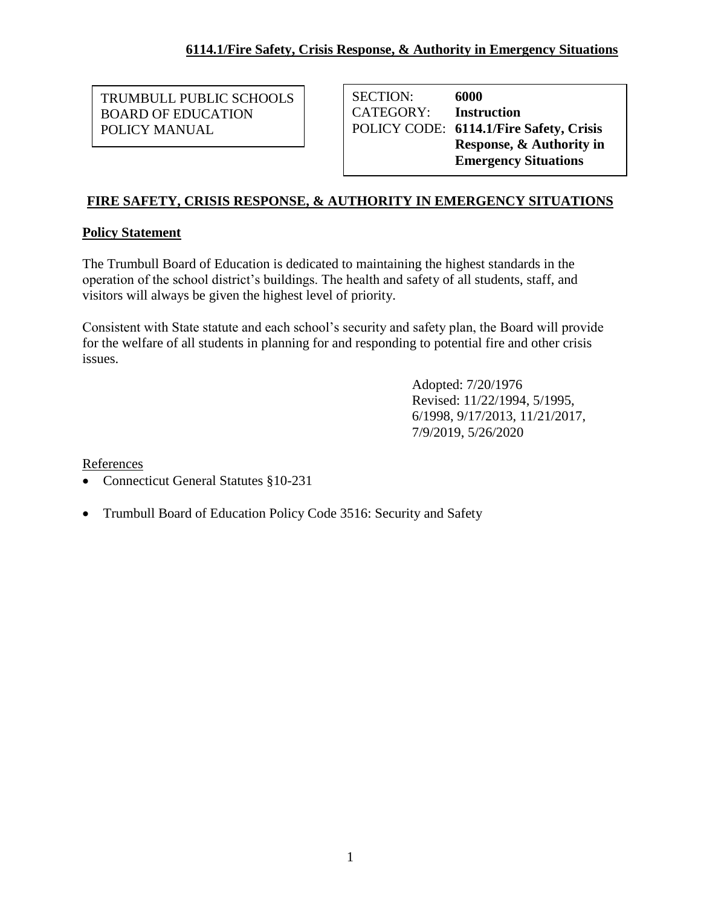TRUMBULL PUBLIC SCHOOLS
BOARD OF EDUCATION
POLICY MANUAL

SECTION: **6000**
CATEGORY: **Instruction**
POLICY CODE: **6114.1/Fire Safety, Crisis Response, & Authority in Emergency Situations**

# FIRE SAFETY, CRISIS RESPONSE, & AUTHORITY IN EMERGENCY SITUATIONS

## Policy Statement

The Trumbull Board of Education is dedicated to maintaining the highest standards in the operation of the school district's buildings. The health and safety of all students, staff, and visitors will always be given the highest level of priority.

Consistent with State statute and each school's security and safety plan, the Board will provide for the welfare of all students in planning for and responding to potential fire and other crisis issues.

Adopted: 7/20/1976
Revised: 11/22/1994, 5/1995, 6/1998, 9/17/2013, 11/21/2017, 7/9/2019, 5/26/2020

References

- Connecticut General Statutes §10-231
- Trumbull Board of Education Policy Code 3516: Security and Safety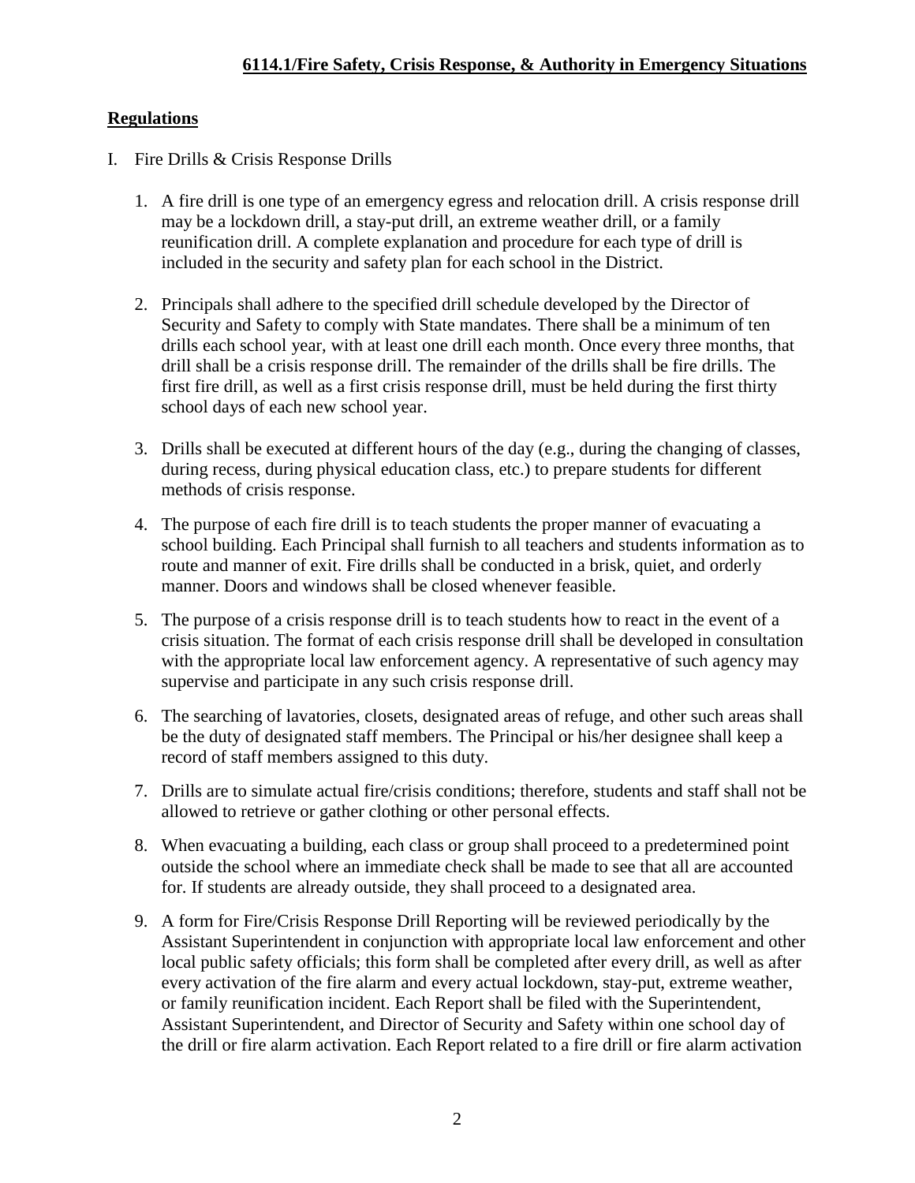**6114.1/Fire Safety, Crisis Response, & Authority in Emergency Situations**

## Regulations

I. Fire Drills & Crisis Response Drills

1. A fire drill is one type of an emergency egress and relocation drill. A crisis response drill may be a lockdown drill, a stay-put drill, an extreme weather drill, or a family reunification drill. A complete explanation and procedure for each type of drill is included in the security and safety plan for each school in the District.

2. Principals shall adhere to the specified drill schedule developed by the Director of Security and Safety to comply with State mandates. There shall be a minimum of ten drills each school year, with at least one drill each month. Once every three months, that drill shall be a crisis response drill. The remainder of the drills shall be fire drills. The first fire drill, as well as a first crisis response drill, must be held during the first thirty school days of each new school year.

3. Drills shall be executed at different hours of the day (e.g., during the changing of classes, during recess, during physical education class, etc.) to prepare students for different methods of crisis response.

4. The purpose of each fire drill is to teach students the proper manner of evacuating a school building. Each Principal shall furnish to all teachers and students information as to route and manner of exit. Fire drills shall be conducted in a brisk, quiet, and orderly manner. Doors and windows shall be closed whenever feasible.

5. The purpose of a crisis response drill is to teach students how to react in the event of a crisis situation. The format of each crisis response drill shall be developed in consultation with the appropriate local law enforcement agency. A representative of such agency may supervise and participate in any such crisis response drill.

6. The searching of lavatories, closets, designated areas of refuge, and other such areas shall be the duty of designated staff members. The Principal or his/her designee shall keep a record of staff members assigned to this duty.

7. Drills are to simulate actual fire/crisis conditions; therefore, students and staff shall not be allowed to retrieve or gather clothing or other personal effects.

8. When evacuating a building, each class or group shall proceed to a predetermined point outside the school where an immediate check shall be made to see that all are accounted for. If students are already outside, they shall proceed to a designated area.

9. A form for Fire/Crisis Response Drill Reporting will be reviewed periodically by the Assistant Superintendent in conjunction with appropriate local law enforcement and other local public safety officials; this form shall be completed after every drill, as well as after every activation of the fire alarm and every actual lockdown, stay-put, extreme weather, or family reunification incident. Each Report shall be filed with the Superintendent, Assistant Superintendent, and Director of Security and Safety within one school day of the drill or fire alarm activation. Each Report related to a fire drill or fire alarm activation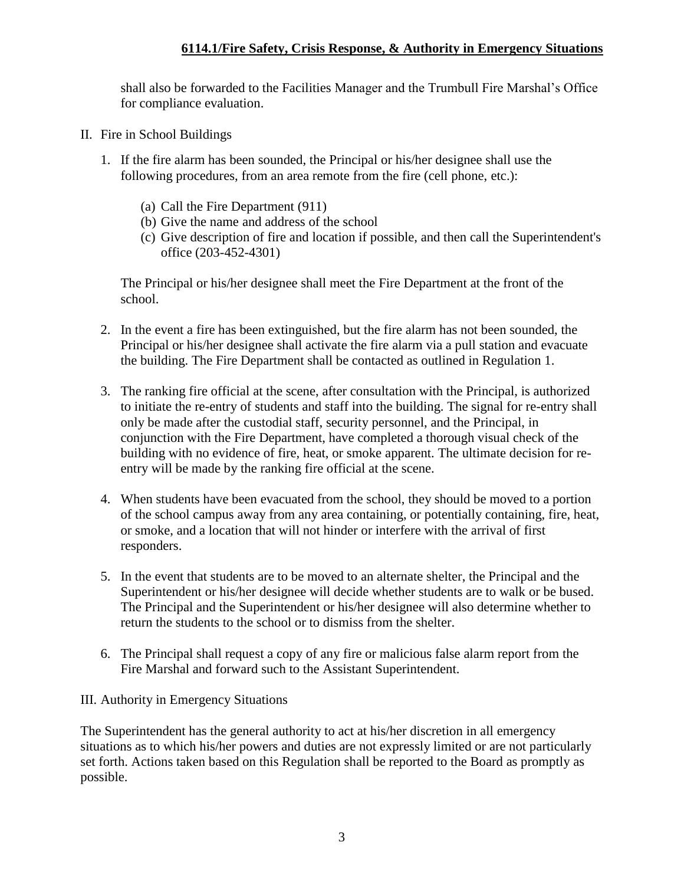shall also be forwarded to the Facilities Manager and the Trumbull Fire Marshal's Office for compliance evaluation.

II. Fire in School Buildings

1. If the fire alarm has been sounded, the Principal or his/her designee shall use the following procedures, from an area remote from the fire (cell phone, etc.):

   (a) Call the Fire Department (911)
   (b) Give the name and address of the school
   (c) Give description of fire and location if possible, and then call the Superintendent's office (203-452-4301)

   The Principal or his/her designee shall meet the Fire Department at the front of the school.

2. In the event a fire has been extinguished, but the fire alarm has not been sounded, the Principal or his/her designee shall activate the fire alarm via a pull station and evacuate the building. The Fire Department shall be contacted as outlined in Regulation 1.

3. The ranking fire official at the scene, after consultation with the Principal, is authorized to initiate the re-entry of students and staff into the building. The signal for re-entry shall only be made after the custodial staff, security personnel, and the Principal, in conjunction with the Fire Department, have completed a thorough visual check of the building with no evidence of fire, heat, or smoke apparent. The ultimate decision for re-entry will be made by the ranking fire official at the scene.

4. When students have been evacuated from the school, they should be moved to a portion of the school campus away from any area containing, or potentially containing, fire, heat, or smoke, and a location that will not hinder or interfere with the arrival of first responders.

5. In the event that students are to be moved to an alternate shelter, the Principal and the Superintendent or his/her designee will decide whether students are to walk or be bused. The Principal and the Superintendent or his/her designee will also determine whether to return the students to the school or to dismiss from the shelter.

6. The Principal shall request a copy of any fire or malicious false alarm report from the Fire Marshal and forward such to the Assistant Superintendent.

III. Authority in Emergency Situations

The Superintendent has the general authority to act at his/her discretion in all emergency situations as to which his/her powers and duties are not expressly limited or are not particularly set forth. Actions taken based on this Regulation shall be reported to the Board as promptly as possible.